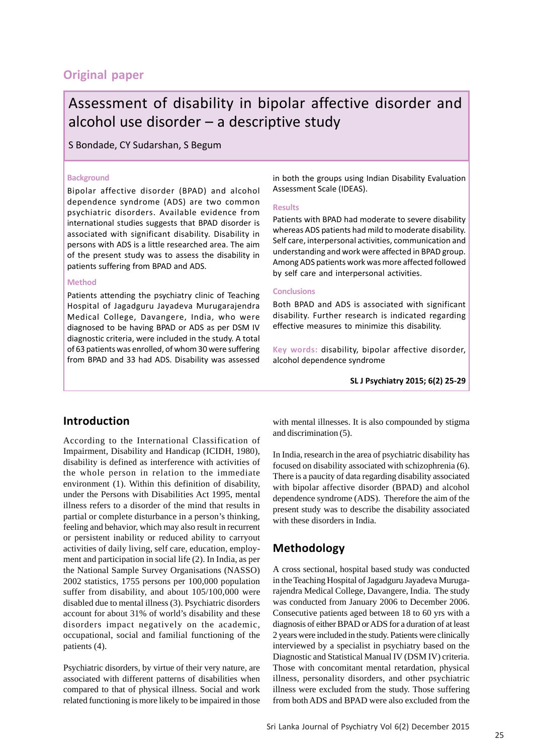Original paper

# Assessment of disability in bipolar affective disorder and alcohol use disorder – a descriptive study

S Bondade, CY Sudarshan, S Begum

### Background

Bipolar affective disorder (BPAD) and alcohol dependence syndrome (ADS) are two common psychiatric disorders. Available evidence from international studies suggests that BPAD disorder is associated with significant disability. Disability in persons with ADS is a little researched area. The aim of the present study was to assess the disability in patients suffering from BPAD and ADS.

### Method

Patients attending the psychiatry clinic of Teaching Hospital of Jagadguru Jayadeva Murugarajendra Medical College, Davangere, India, who were diagnosed to be having BPAD or ADS as per DSM IV diagnostic criteria, were included in the study. A total of 63 patients was enrolled, of whom 30 were suffering from BPAD and 33 had ADS. Disability was assessed in both the groups using Indian Disability Evaluation Assessment Scale (IDEAS).

### Results

Patients with BPAD had moderate to severe disability whereas ADS patients had mild to moderate disability. Self care, interpersonal activities, communication and understanding and work were affected in BPAD group. Among ADS patients work was more affected followed by self care and interpersonal activities.

### Conclusions

Both BPAD and ADS is associated with significant disability. Further research is indicated regarding effective measures to minimize this disability.

**Key words:** disability, bipolar affective disorder, alcohol dependence syndrome

## Introduction

According to the International Classification of Impairment, Disability and Handicap (ICIDH, 1980), disability is defined as interference with activities of the whole person in relation to the immediate environment (1). Within this definition of disability, under the Persons with Disabilities Act 1995, mental illness refers to a disorder of the mind that results in partial or complete disturbance in a person's thinking, feeling and behavior, which may also result in recurrent or persistent inability or reduced ability to carryout activities of daily living, self care, education, employment and participation in social life (2). In India, as per the National Sample Survey Organisations (NASSO) 2002 statistics, 1755 persons per 100,000 population suffer from disability, and about 105/100,000 were disabled due to mental illness (3). Psychiatric disorders account for about 31% of world's disability and these disorders impact negatively on the academic, occupational, social and familial functioning of the patients (4).

Psychiatric disorders, by virtue of their very nature, are associated with different patterns of disabilities when compared to that of physical illness. Social and work related functioning is more likely to be impaired in those with mental illnesses. It is also compounded by stigma and discrimination (5).

In India, research in the area of psychiatric disability has focused on disability associated with schizophrenia (6). There is a paucity of data regarding disability associated with bipolar affective disorder (BPAD) and alcohol dependence syndrome (ADS). Therefore the aim of the present study was to describe the disability associated with these disorders in India.

## Methodology

A cross sectional, hospital based study was conducted in the Teaching Hospital of Jagadguru Jayadeva Murugarajendra Medical College, Davangere, India. The study was conducted from January 2006 to December 2006. Consecutive patients aged between 18 to 60 yrs with a diagnosis of either BPAD or ADS for a duration of at least 2 years were included in the study. Patients were clinically interviewed by a specialist in psychiatry based on the Diagnostic and Statistical Manual IV (DSM IV) criteria. Those with concomitant mental retardation, physical illness, personality disorders, and other psychiatric illness were excluded from the study. Those suffering from both ADS and BPAD were also excluded from the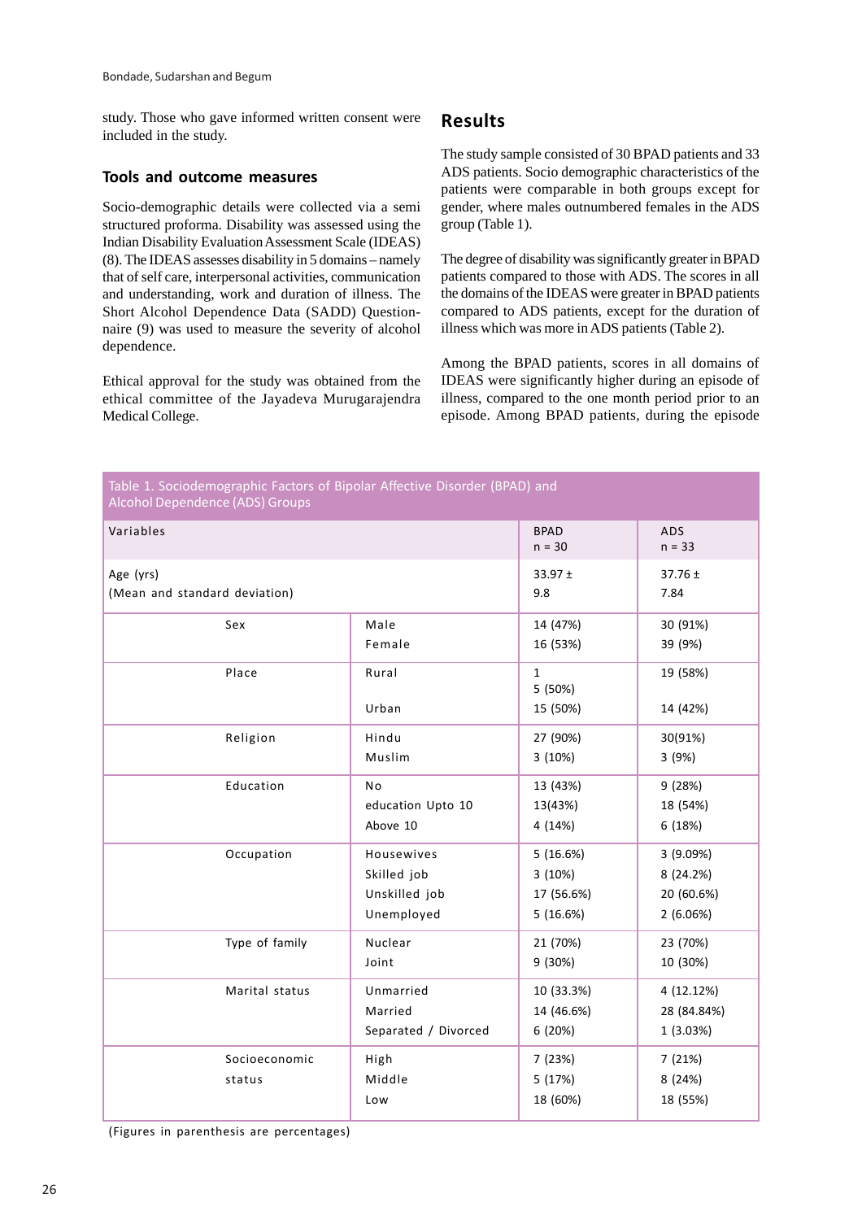study. Those who gave informed written consent were included in the study.

### Tools and outcome measures

Socio-demographic details were collected via a semi structured proforma. Disability was assessed using the Indian Disability Evaluation Assessment Scale (IDEAS) (8). The IDEAS assesses disability in 5 domains – namely that of self care, interpersonal activities, communication and understanding, work and duration of illness. The Short Alcohol Dependence Data (SADD) Questionnaire (9) was used to measure the severity of alcohol dependence.

Ethical approval for the study was obtained from the ethical committee of the Jayadeva Murugarajendra Medical College.

## Results

The study sample consisted of 30 BPAD patients and 33 ADS patients. Socio demographic characteristics of the patients were comparable in both groups except for gender, where males outnumbered females in the ADS group (Table 1).

The degree of disability was significantly greater in BPAD patients compared to those with ADS. The scores in all the domains of the IDEAS were greater in BPAD patients compared to ADS patients, except for the duration of illness which was more in ADS patients (Table 2).

Among the BPAD patients, scores in all domains of IDEAS were significantly higher during an episode of illness, compared to the one month period prior to an episode. Among BPAD patients, during the episode

Table 1. Sociodemographic Factors of Bipolar Affective Disorder (BPAD) and Alcohol Dependence (ADS) Groups

| Variables | | BPAD n = 30 | ADS n = 33 |
|---|---|---|---|
| Age (yrs) (Mean and standard deviation) | | 33.97 ± 9.8 | 37.76 ± 7.84 |
| Sex | Male | 14 (47%) | 30 (91%) |
| | Female | 16 (53%) | 39 (9%) |
| Place | Rural | 1 5 (50%) | 19 (58%) |
| | Urban | 15 (50%) | 14 (42%) |
| Religion | Hindu | 27 (90%) | 30(91%) |
| | Muslim | 3 (10%) | 3 (9%) |
| Education | No | 13 (43%) | 9 (28%) |
| | education Upto 10 | 13(43%) | 18 (54%) |
| | Above 10 | 4 (14%) | 6 (18%) |
| Occupation | Housewives | 5 (16.6%) | 3 (9.09%) |
| | Skilled job | 3 (10%) | 8 (24.2%) |
| | Unskilled job | 17 (56.6%) | 20 (60.6%) |
| | Unemployed | 5 (16.6%) | 2 (6.06%) |
| Type of family | Nuclear | 21 (70%) | 23 (70%) |
| | Joint | 9 (30%) | 10 (30%) |
| Marital status | Unmarried | 10 (33.3%) | 4 (12.12%) |
| | Married | 14 (46.6%) | 28 (84.84%) |
| | Separated / Divorced | 6 (20%) | 1 (3.03%) |
| Socioeconomic status | High | 7 (23%) | 7 (21%) |
| | Middle | 5 (17%) | 8 (24%) |
| | Low | 18 (60%) | 18 (55%) |

(Figures in parenthesis are percentages)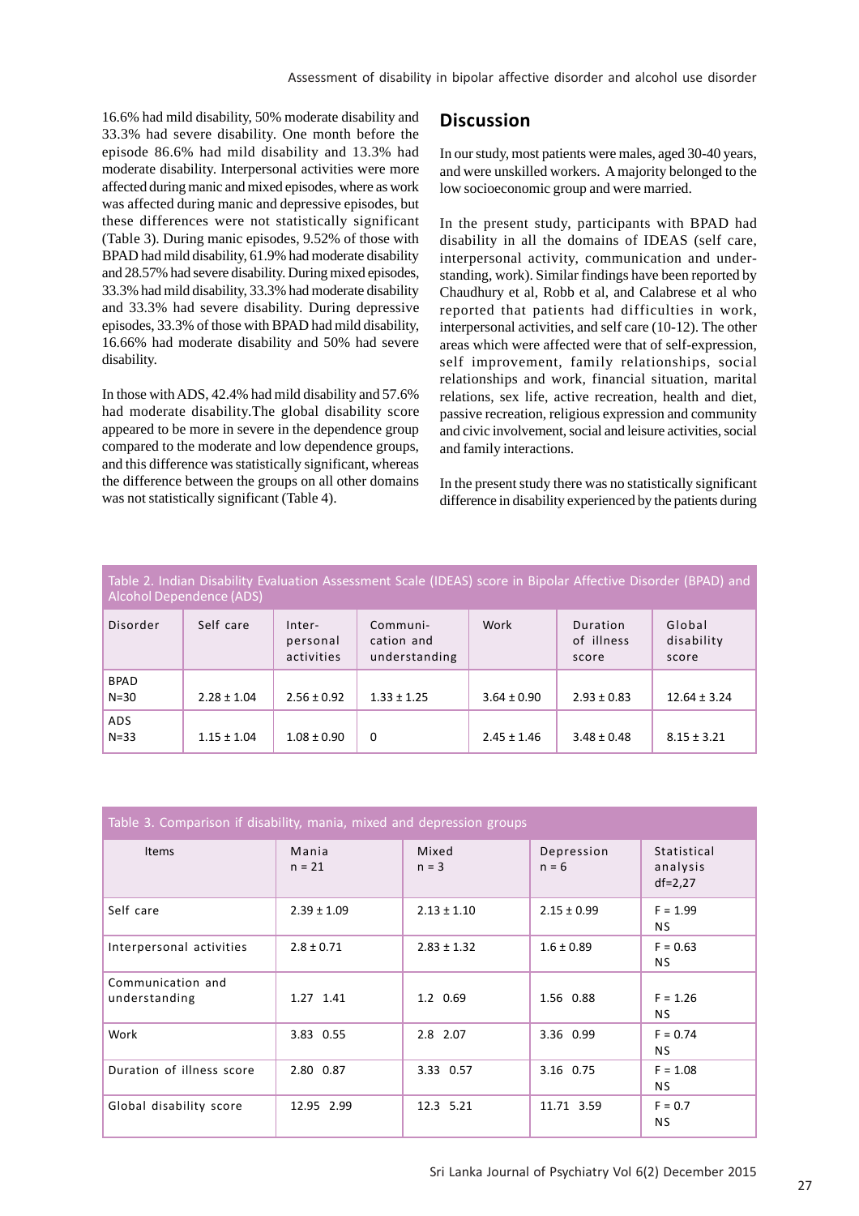16.6% had mild disability, 50% moderate disability and 33.3% had severe disability. One month before the episode 86.6% had mild disability and 13.3% had moderate disability. Interpersonal activities were more affected during manic and mixed episodes, where as work was affected during manic and depressive episodes, but these differences were not statistically significant (Table 3). During manic episodes, 9.52% of those with BPAD had mild disability, 61.9% had moderate disability and 28.57% had severe disability. During mixed episodes, 33.3% had mild disability, 33.3% had moderate disability and 33.3% had severe disability. During depressive episodes, 33.3% of those with BPAD had mild disability, 16.66% had moderate disability and 50% had severe disability.

In those with ADS, 42.4% had mild disability and 57.6% had moderate disability.The global disability score appeared to be more in severe in the dependence group compared to the moderate and low dependence groups, and this difference was statistically significant, whereas the difference between the groups on all other domains was not statistically significant (Table 4).

## Discussion

In our study, most patients were males, aged 30-40 years, and were unskilled workers. A majority belonged to the low socioeconomic group and were married.

In the present study, participants with BPAD had disability in all the domains of IDEAS (self care, interpersonal activity, communication and understanding, work). Similar findings have been reported by Chaudhury et al, Robb et al, and Calabrese et al who reported that patients had difficulties in work, interpersonal activities, and self care (10-12). The other areas which were affected were that of self-expression, self improvement, family relationships, social relationships and work, financial situation, marital relations, sex life, active recreation, health and diet, passive recreation, religious expression and community and civic involvement, social and leisure activities, social and family interactions.

In the present study there was no statistically significant difference in disability experienced by the patients during

Table 2. Indian Disability Evaluation Assessment Scale (IDEAS) score in Bipolar Affective Disorder (BPAD) and Alcohol Dependence (ADS)

| Disorder | Self care | Inter-personal activities | Communi-cation and understanding | Work | Duration of illness score | Global disability score |
|---|---|---|---|---|---|---|
| BPAD N=30 | 2.28 ± 1.04 | 2.56 ± 0.92 | 1.33 ± 1.25 | 3.64 ± 0.90 | 2.93 ± 0.83 | 12.64 ± 3.24 |
| ADS N=33 | 1.15 ± 1.04 | 1.08 ± 0.90 | 0 | 2.45 ± 1.46 | 3.48 ± 0.48 | 8.15 ± 3.21 |

Table 3. Comparison if disability, mania, mixed and depression groups

| Items | Mania n = 21 | Mixed n = 3 | Depression n = 6 | Statistical analysis df=2,27 |
|---|---|---|---|---|
| Self care | 2.39 ± 1.09 | 2.13 ± 1.10 | 2.15 ± 0.99 | F = 1.99 NS |
| Interpersonal activities | 2.8 ± 0.71 | 2.83 ± 1.32 | 1.6 ± 0.89 | F = 0.63 NS |
| Communication and understanding | 1.27 1.41 | 1.2 0.69 | 1.56 0.88 | F = 1.26 NS |
| Work | 3.83 0.55 | 2.8 2.07 | 3.36 0.99 | F = 0.74 NS |
| Duration of illness score | 2.80 0.87 | 3.33 0.57 | 3.16 0.75 | F = 1.08 NS |
| Global disability score | 12.95 2.99 | 12.3 5.21 | 11.71 3.59 | F = 0.7 NS |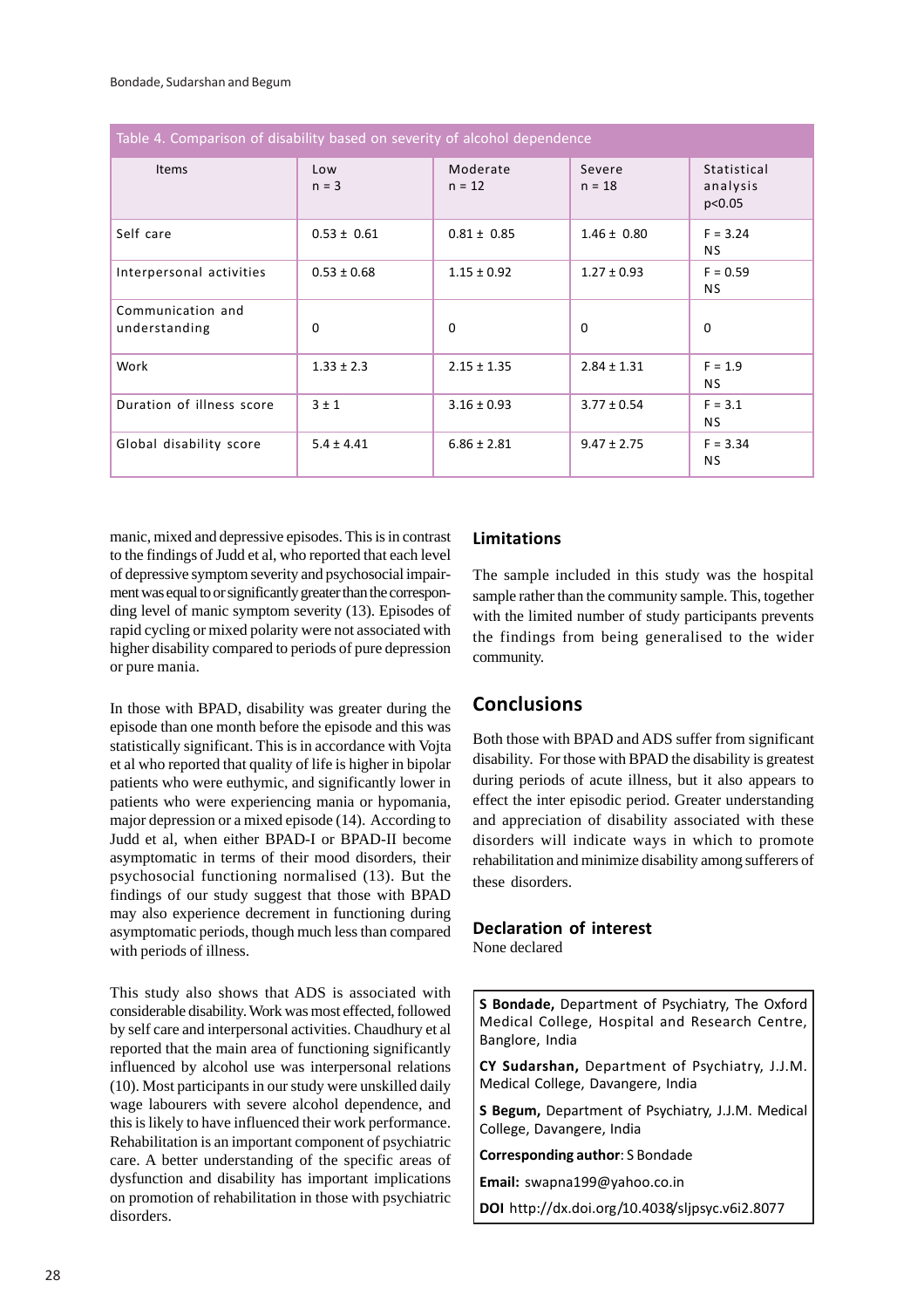Table 4. Comparison of disability based on severity of alcohol dependence

| Items | Low n = 3 | Moderate n = 12 | Severe n = 18 | Statistical analysis p<0.05 |
|---|---|---|---|---|
| Self care | 0.53 ± 0.61 | 0.81 ± 0.85 | 1.46 ± 0.80 | F = 3.24 NS |
| Interpersonal activities | 0.53 ± 0.68 | 1.15 ± 0.92 | 1.27 ± 0.93 | F = 0.59 NS |
| Communication and understanding | 0 | 0 | 0 | 0 |
| Work | 1.33 ± 2.3 | 2.15 ± 1.35 | 2.84 ± 1.31 | F = 1.9 NS |
| Duration of illness score | 3 ± 1 | 3.16 ± 0.93 | 3.77 ± 0.54 | F = 3.1 NS |
| Global disability score | 5.4 ± 4.41 | 6.86 ± 2.81 | 9.47 ± 2.75 | F = 3.34 NS |

manic, mixed and depressive episodes. This is in contrast to the findings of Judd et al, who reported that each level of depressive symptom severity and psychosocial impairment was equal to or significantly greater than the corresponding level of manic symptom severity (13). Episodes of rapid cycling or mixed polarity were not associated with higher disability compared to periods of pure depression or pure mania.

In those with BPAD, disability was greater during the episode than one month before the episode and this was statistically significant. This is in accordance with Vojta et al who reported that quality of life is higher in bipolar patients who were euthymic, and significantly lower in patients who were experiencing mania or hypomania, major depression or a mixed episode (14). According to Judd et al, when either BPAD-I or BPAD-II become asymptomatic in terms of their mood disorders, their psychosocial functioning normalised (13). But the findings of our study suggest that those with BPAD may also experience decrement in functioning during asymptomatic periods, though much less than compared with periods of illness.

This study also shows that ADS is associated with considerable disability. Work was most effected, followed by self care and interpersonal activities. Chaudhury et al reported that the main area of functioning significantly influenced by alcohol use was interpersonal relations (10). Most participants in our study were unskilled daily wage labourers with severe alcohol dependence, and this is likely to have influenced their work performance. Rehabilitation is an important component of psychiatric care. A better understanding of the specific areas of dysfunction and disability has important implications on promotion of rehabilitation in those with psychiatric disorders.

## Limitations

The sample included in this study was the hospital sample rather than the community sample. This, together with the limited number of study participants prevents the findings from being generalised to the wider community.

## Conclusions

Both those with BPAD and ADS suffer from significant disability. For those with BPAD the disability is greatest during periods of acute illness, but it also appears to effect the inter episodic period. Greater understanding and appreciation of disability associated with these disorders will indicate ways in which to promote rehabilitation and minimize disability among sufferers of these disorders.

### Declaration of interest

None declared

**S Bondade,** Department of Psychiatry, The Oxford Medical College, Hospital and Research Centre, Banglore, India

**CY Sudarshan,** Department of Psychiatry, J.J.M. Medical College, Davangere, India

**S Begum,** Department of Psychiatry, J.J.M. Medical College, Davangere, India

**Corresponding author**: S Bondade

**Email:** swapna199@yahoo.co.in

**DOI** http://dx.doi.org/10.4038/sljpsyc.v6i2.8077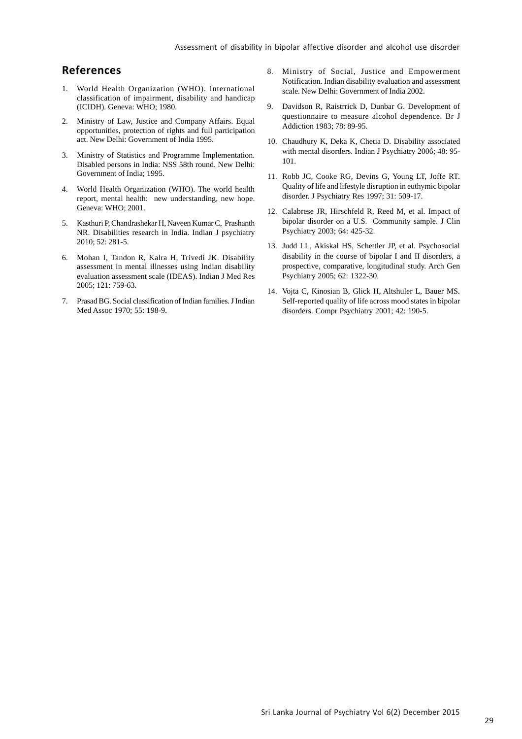## References

1. World Health Organization (WHO). International classification of impairment, disability and handicap (ICIDH). Geneva: WHO; 1980.
2. Ministry of Law, Justice and Company Affairs. Equal opportunities, protection of rights and full participation act. New Delhi: Government of India 1995.
3. Ministry of Statistics and Programme Implementation. Disabled persons in India: NSS 58th round. New Delhi: Government of India; 1995.
4. World Health Organization (WHO). The world health report, mental health: new understanding, new hope. Geneva: WHO; 2001.
5. Kasthuri P, Chandrashekar H, Naveen Kumar C, Prashanth NR. Disabilities research in India. Indian J psychiatry 2010; 52: 281-5.
6. Mohan I, Tandon R, Kalra H, Trivedi JK. Disability assessment in mental illnesses using Indian disability evaluation assessment scale (IDEAS). Indian J Med Res 2005; 121: 759-63.
7. Prasad BG. Social classification of Indian families. J Indian Med Assoc 1970; 55: 198-9.
8. Ministry of Social, Justice and Empowerment Notification. Indian disability evaluation and assessment scale. New Delhi: Government of India 2002.
9. Davidson R, Raistrrick D, Dunbar G. Development of questionnaire to measure alcohol dependence. Br J Addiction 1983; 78: 89-95.
10. Chaudhury K, Deka K, Chetia D. Disability associated with mental disorders. Indian J Psychiatry 2006; 48: 95-101.
11. Robb JC, Cooke RG, Devins G, Young LT, Joffe RT. Quality of life and lifestyle disruption in euthymic bipolar disorder. J Psychiatry Res 1997; 31: 509-17.
12. Calabrese JR, Hirschfeld R, Reed M, et al. Impact of bipolar disorder on a U.S. Community sample. J Clin Psychiatry 2003; 64: 425-32.
13. Judd LL, Akiskal HS, Schettler JP, et al. Psychosocial disability in the course of bipolar I and II disorders, a prospective, comparative, longitudinal study. Arch Gen Psychiatry 2005; 62: 1322-30.
14. Vojta C, Kinosian B, Glick H, Altshuler L, Bauer MS. Self-reported quality of life across mood states in bipolar disorders. Compr Psychiatry 2001; 42: 190-5.